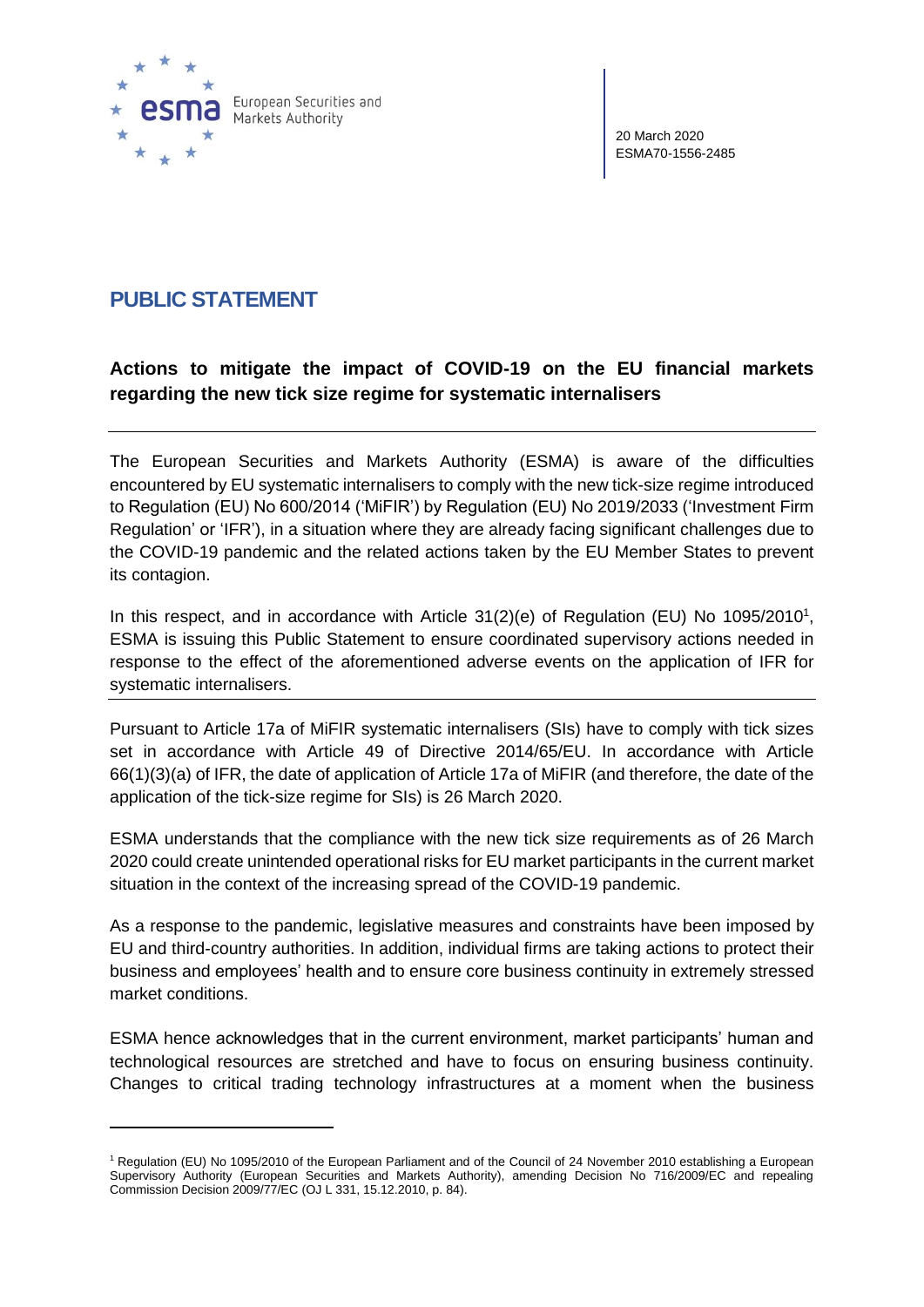20 March 2020
ESMA70-1556-2485

# PUBLIC STATEMENT

**Actions to mitigate the impact of COVID-19 on the EU financial markets regarding the new tick size regime for systematic internalisers**

---

The European Securities and Markets Authority (ESMA) is aware of the difficulties encountered by EU systematic internalisers to comply with the new tick-size regime introduced to Regulation (EU) No 600/2014 ('MiFIR') by Regulation (EU) No 2019/2033 ('Investment Firm Regulation' or 'IFR'), in a situation where they are already facing significant challenges due to the COVID-19 pandemic and the related actions taken by the EU Member States to prevent its contagion.

In this respect, and in accordance with Article 31(2)(e) of Regulation (EU) No 1095/2010[1], ESMA is issuing this Public Statement to ensure coordinated supervisory actions needed in response to the effect of the aforementioned adverse events on the application of IFR for systematic internalisers.

---

Pursuant to Article 17a of MiFIR systematic internalisers (SIs) have to comply with tick sizes set in accordance with Article 49 of Directive 2014/65/EU. In accordance with Article 66(1)(3)(a) of IFR, the date of application of Article 17a of MiFIR (and therefore, the date of the application of the tick-size regime for SIs) is 26 March 2020.

ESMA understands that the compliance with the new tick size requirements as of 26 March 2020 could create unintended operational risks for EU market participants in the current market situation in the context of the increasing spread of the COVID-19 pandemic.

As a response to the pandemic, legislative measures and constraints have been imposed by EU and third-country authorities. In addition, individual firms are taking actions to protect their business and employees' health and to ensure core business continuity in extremely stressed market conditions.

ESMA hence acknowledges that in the current environment, market participants' human and technological resources are stretched and have to focus on ensuring business continuity. Changes to critical trading technology infrastructures at a moment when the business

---

[1] Regulation (EU) No 1095/2010 of the European Parliament and of the Council of 24 November 2010 establishing a European Supervisory Authority (European Securities and Markets Authority), amending Decision No 716/2009/EC and repealing Commission Decision 2009/77/EC (OJ L 331, 15.12.2010, p. 84).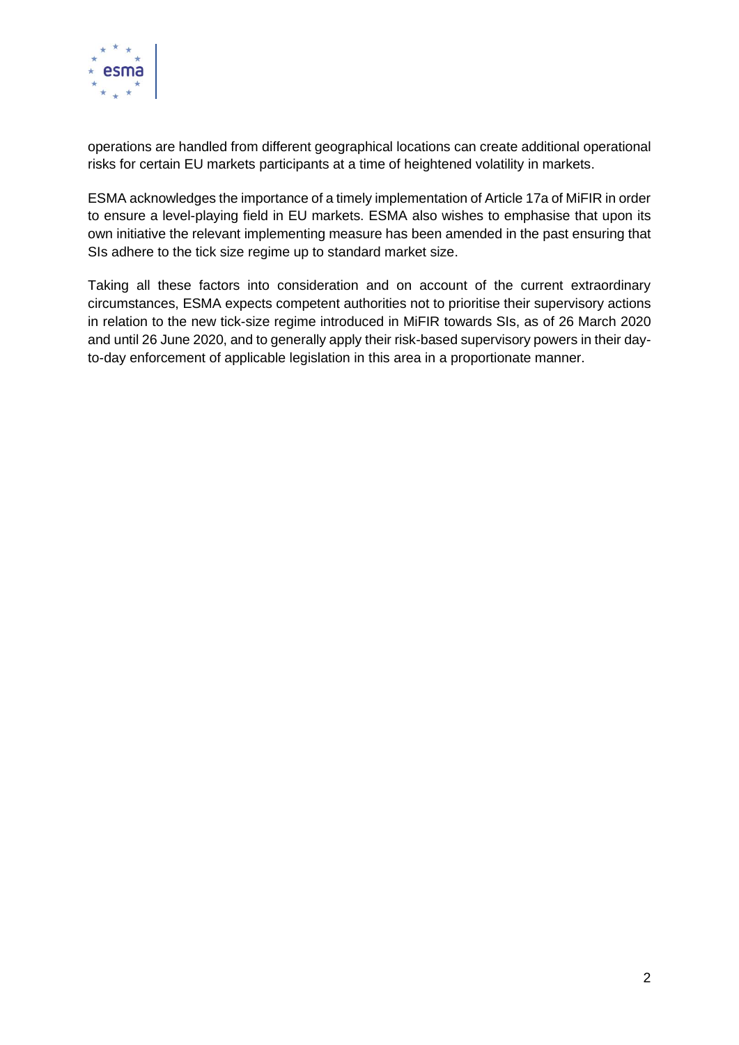operations are handled from different geographical locations can create additional operational risks for certain EU markets participants at a time of heightened volatility in markets.

ESMA acknowledges the importance of a timely implementation of Article 17a of MiFIR in order to ensure a level-playing field in EU markets. ESMA also wishes to emphasise that upon its own initiative the relevant implementing measure has been amended in the past ensuring that SIs adhere to the tick size regime up to standard market size.

Taking all these factors into consideration and on account of the current extraordinary circumstances, ESMA expects competent authorities not to prioritise their supervisory actions in relation to the new tick-size regime introduced in MiFIR towards SIs, as of 26 March 2020 and until 26 June 2020, and to generally apply their risk-based supervisory powers in their day-to-day enforcement of applicable legislation in this area in a proportionate manner.